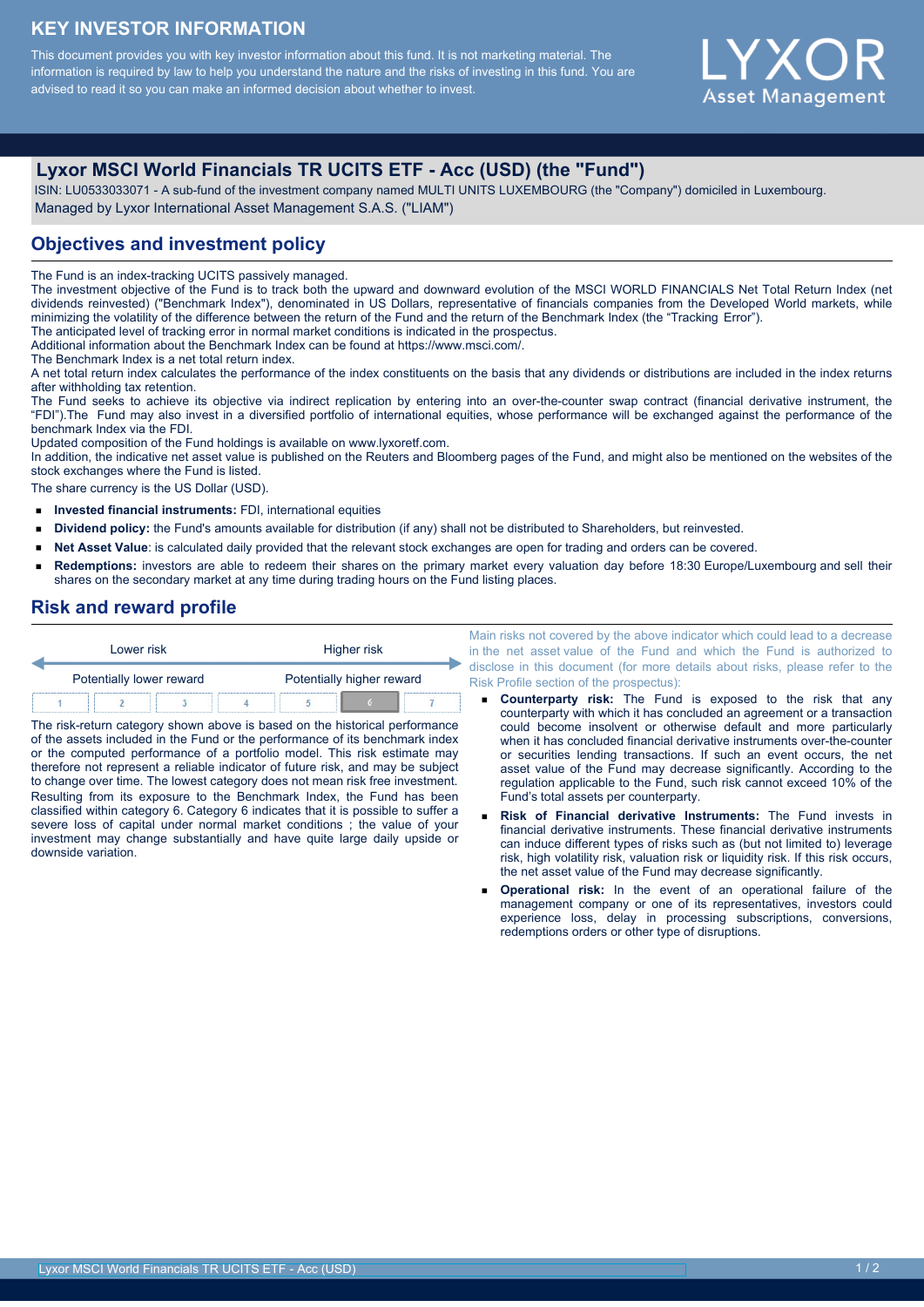# KEY INVESTOR INFORMATION

This document provides you with key investor information about this fund. It is not marketing material. The information is required by law to help you understand the nature and the risks of investing in this fund. You are advised to read it so you can make an informed decision about whether to invest.

LYXOR Asset Management

## Lyxor MSCI World Financials TR UCITS ETF - Acc (USD) (the "Fund")

ISIN: LU0533033071 - A sub-fund of the investment company named MULTI UNITS LUXEMBOURG (the "Company") domiciled in Luxembourg.
Managed by Lyxor International Asset Management S.A.S. ("LIAM")

## Objectives and investment policy

The Fund is an index-tracking UCITS passively managed.
The investment objective of the Fund is to track both the upward and downward evolution of the MSCI WORLD FINANCIALS Net Total Return Index (net dividends reinvested) ("Benchmark Index"), denominated in US Dollars, representative of financials companies from the Developed World markets, while minimizing the volatility of the difference between the return of the Fund and the return of the Benchmark Index (the "Tracking Error").
The anticipated level of tracking error in normal market conditions is indicated in the prospectus.
Additional information about the Benchmark Index can be found at https://www.msci.com/.
The Benchmark Index is a net total return index.
A net total return index calculates the performance of the index constituents on the basis that any dividends or distributions are included in the index returns after withholding tax retention.
The Fund seeks to achieve its objective via indirect replication by entering into an over-the-counter swap contract (financial derivative instrument, the "FDI").The Fund may also invest in a diversified portfolio of international equities, whose performance will be exchanged against the performance of the benchmark Index via the FDI.
Updated composition of the Fund holdings is available on www.lyxoretf.com.
In addition, the indicative net asset value is published on the Reuters and Bloomberg pages of the Fund, and might also be mentioned on the websites of the stock exchanges where the Fund is listed.
The share currency is the US Dollar (USD).

- **Invested financial instruments:** FDI, international equities
- **Dividend policy:** the Fund's amounts available for distribution (if any) shall not be distributed to Shareholders, but reinvested.
- **Net Asset Value**: is calculated daily provided that the relevant stock exchanges are open for trading and orders can be covered.
- **Redemptions:** investors are able to redeem their shares on the primary market every valuation day before 18:30 Europe/Luxembourg and sell their shares on the secondary market at any time during trading hours on the Fund listing places.

## Risk and reward profile

| Lower risk | | | | | | Higher risk |
|---|---|---|---|---|---|---|
| Potentially lower reward | | | | | | Potentially higher reward |
| 1 | 2 | 3 | 4 | 5 | **6** | 7 |

The risk-return category shown above is based on the historical performance of the assets included in the Fund or the performance of its benchmark index or the computed performance of a portfolio model. This risk estimate may therefore not represent a reliable indicator of future risk, and may be subject to change over time. The lowest category does not mean risk free investment.
Resulting from its exposure to the Benchmark Index, the Fund has been classified within category 6. Category 6 indicates that it is possible to suffer a severe loss of capital under normal market conditions ; the value of your investment may change substantially and have quite large daily upside or downside variation.

Main risks not covered by the above indicator which could lead to a decrease in the net asset value of the Fund and which the Fund is authorized to disclose in this document (for more details about risks, please refer to the Risk Profile section of the prospectus):

- **Counterparty risk:** The Fund is exposed to the risk that any counterparty with which it has concluded an agreement or a transaction could become insolvent or otherwise default and more particularly when it has concluded financial derivative instruments over-the-counter or securities lending transactions. If such an event occurs, the net asset value of the Fund may decrease significantly. According to the regulation applicable to the Fund, such risk cannot exceed 10% of the Fund's total assets per counterparty.
- **Risk of Financial derivative Instruments:** The Fund invests in financial derivative instruments. These financial derivative instruments can induce different types of risks such as (but not limited to) leverage risk, high volatility risk, valuation risk or liquidity risk. If this risk occurs, the net asset value of the Fund may decrease significantly.
- **Operational risk:** In the event of an operational failure of the management company or one of its representatives, investors could experience loss, delay in processing subscriptions, conversions, redemptions orders or other type of disruptions.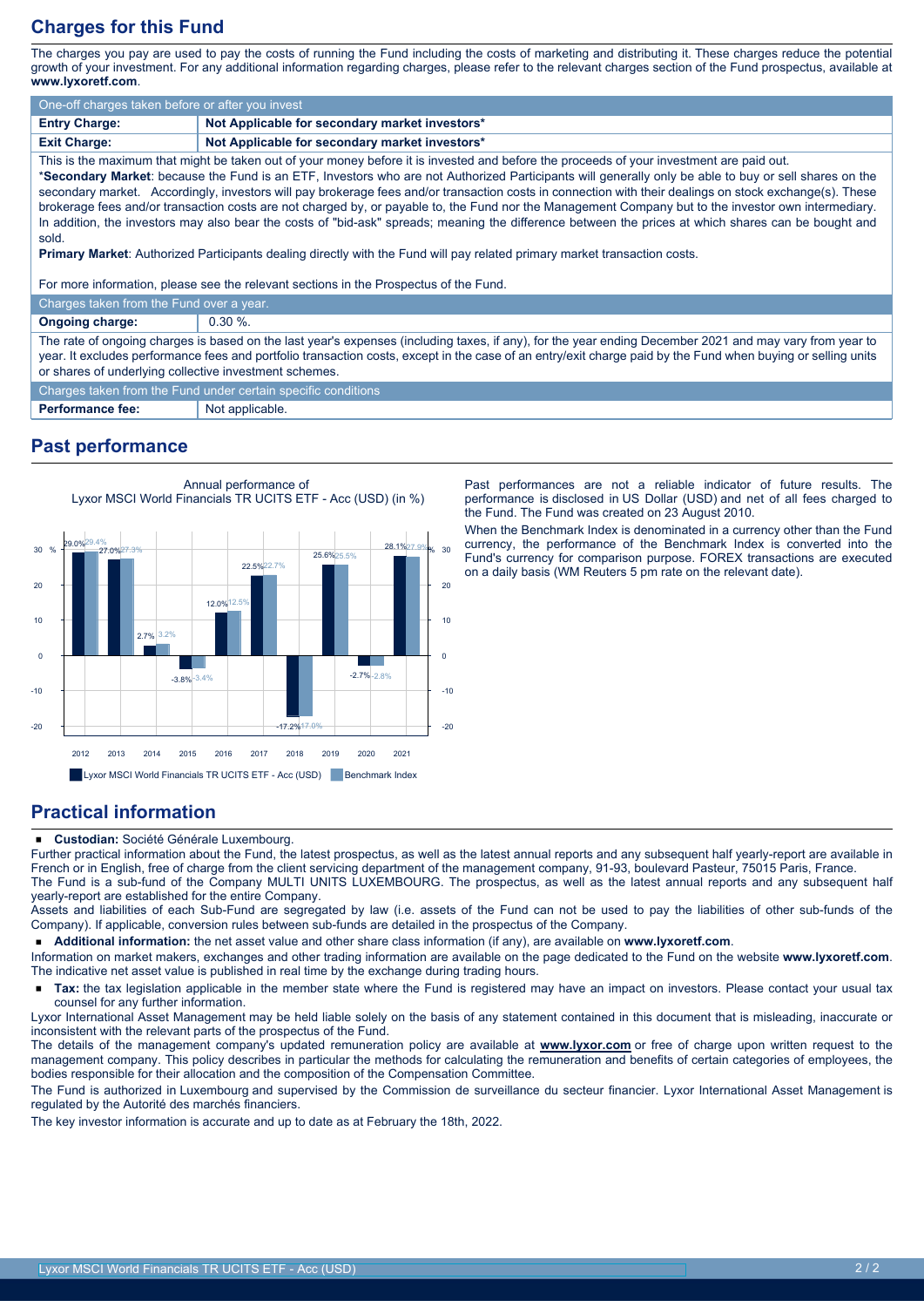## Charges for this Fund

The charges you pay are used to pay the costs of running the Fund including the costs of marketing and distributing it. These charges reduce the potential growth of your investment. For any additional information regarding charges, please refer to the relevant charges section of the Fund prospectus, available at **www.lyxoretf.com**.

| One-off charges taken before or after you invest | |
|---|---|
| **Entry Charge:** | **Not Applicable for secondary market investors*** |
| **Exit Charge:** | **Not Applicable for secondary market investors*** |

This is the maximum that might be taken out of your money before it is invested and before the proceeds of your investment are paid out.

***Secondary Market**: because the Fund is an ETF, Investors who are not Authorized Participants will generally only be able to buy or sell shares on the secondary market. Accordingly, investors will pay brokerage fees and/or transaction costs in connection with their dealings on stock exchange(s). These brokerage fees and/or transaction costs are not charged by, or payable to, the Fund nor the Management Company but to the investor own intermediary. In addition, the investors may also bear the costs of "bid-ask" spreads; meaning the difference between the prices at which shares can be bought and sold.

**Primary Market**: Authorized Participants dealing directly with the Fund will pay related primary market transaction costs.

For more information, please see the relevant sections in the Prospectus of the Fund.

| Charges taken from the Fund over a year. | |
|---|---|
| **Ongoing charge:** | 0.30 %. |

The rate of ongoing charges is based on the last year's expenses (including taxes, if any), for the year ending December 2021 and may vary from year to year. It excludes performance fees and portfolio transaction costs, except in the case of an entry/exit charge paid by the Fund when buying or selling units or shares of underlying collective investment schemes.

| Charges taken from the Fund under certain specific conditions | |
|---|---|
| **Performance fee:** | Not applicable. |

## Past performance

Annual performance of
Lyxor MSCI World Financials TR UCITS ETF - Acc (USD) (in %)

2012: 29.0% / 29.4%
2013: 27.0% / 27.3%
2014: 2.7% / 3.2%
2015: -3.8% / -3.4%
2016: 12.0% / 12.5%
2017: 22.5% / 22.7%
2018: -17.2% / -17.0%
2019: 25.6% / 25.5%
2020: -2.7% / -2.8%
2021: 28.1% / 27.9%

Lyxor MSCI World Financials TR UCITS ETF - Acc (USD) | Benchmark Index

Past performances are not a reliable indicator of future results. The performance is disclosed in US Dollar (USD) and net of all fees charged to the Fund. The Fund was created on 23 August 2010.

When the Benchmark Index is denominated in a currency other than the Fund currency, the performance of the Benchmark Index is converted into the Fund's currency for comparison purpose. FOREX transactions are executed on a daily basis (WM Reuters 5 pm rate on the relevant date).

## Practical information

- **Custodian:** Société Générale Luxembourg.

Further practical information about the Fund, the latest prospectus, as well as the latest annual reports and any subsequent half yearly-report are available in French or in English, free of charge from the client servicing department of the management company, 91-93, boulevard Pasteur, 75015 Paris, France.

The Fund is a sub-fund of the Company MULTI UNITS LUXEMBOURG. The prospectus, as well as the latest annual reports and any subsequent half yearly-report are established for the entire Company.

Assets and liabilities of each Sub-Fund are segregated by law (i.e. assets of the Fund can not be used to pay the liabilities of other sub-funds of the Company). If applicable, conversion rules between sub-funds are detailed in the prospectus of the Company.

- **Additional information:** the net asset value and other share class information (if any), are available on **www.lyxoretf.com**.

Information on market makers, exchanges and other trading information are available on the page dedicated to the Fund on the website **www.lyxoretf.com**. The indicative net asset value is published in real time by the exchange during trading hours.

- **Tax:** the tax legislation applicable in the member state where the Fund is registered may have an impact on investors. Please contact your usual tax counsel for any further information.

Lyxor International Asset Management may be held liable solely on the basis of any statement contained in this document that is misleading, inaccurate or inconsistent with the relevant parts of the prospectus of the Fund.

The details of the management company's updated remuneration policy are available at **www.lyxor.com** or free of charge upon written request to the management company. This policy describes in particular the methods for calculating the remuneration and benefits of certain categories of employees, the bodies responsible for their allocation and the composition of the Compensation Committee.

The Fund is authorized in Luxembourg and supervised by the Commission de surveillance du secteur financier. Lyxor International Asset Management is regulated by the Autorité des marchés financiers.

The key investor information is accurate and up to date as at February the 18th, 2022.